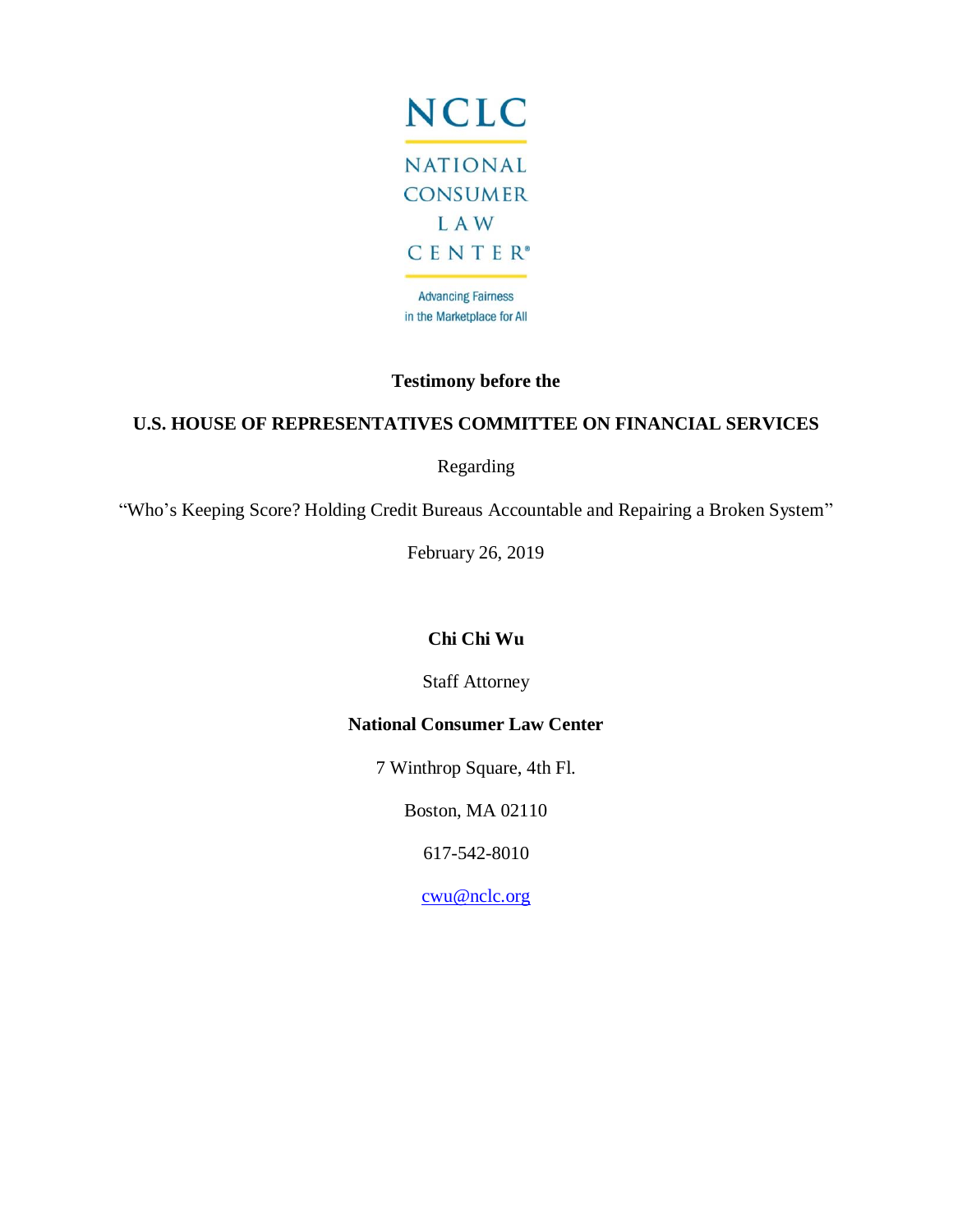NCLC

NATIONAL CONSUMER LAW CENTER®

Advancing Fairness in the Marketplace for All

**Testimony before the**

**U.S. HOUSE OF REPRESENTATIVES COMMITTEE ON FINANCIAL SERVICES**

Regarding

"Who's Keeping Score? Holding Credit Bureaus Accountable and Repairing a Broken System"

February 26, 2019

**Chi Chi Wu**

Staff Attorney

**National Consumer Law Center**

7 Winthrop Square, 4th Fl.

Boston, MA 02110

617-542-8010

cwu@nclc.org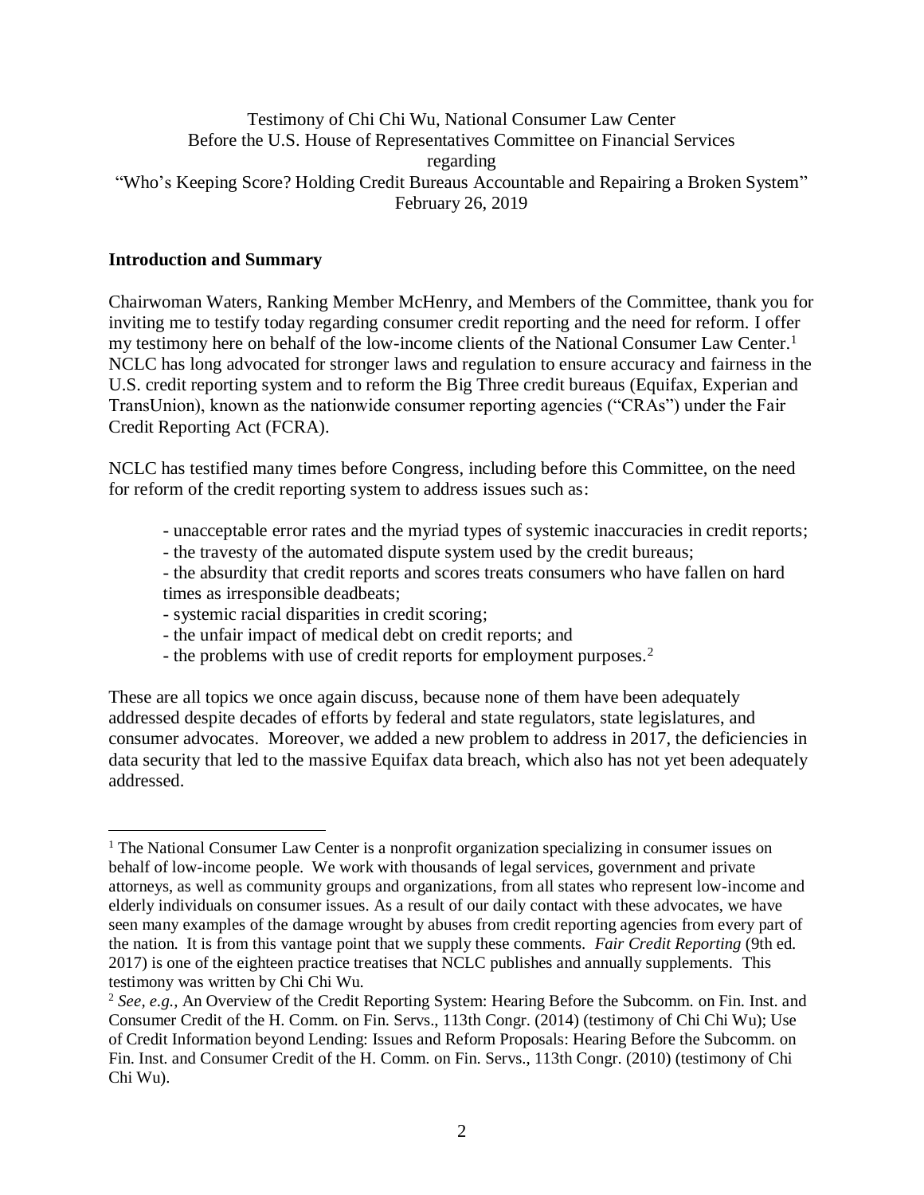Testimony of Chi Chi Wu, National Consumer Law Center
Before the U.S. House of Representatives Committee on Financial Services
regarding
"Who's Keeping Score? Holding Credit Bureaus Accountable and Repairing a Broken System"
February 26, 2019

## Introduction and Summary

Chairwoman Waters, Ranking Member McHenry, and Members of the Committee, thank you for inviting me to testify today regarding consumer credit reporting and the need for reform. I offer my testimony here on behalf of the low-income clients of the National Consumer Law Center.[1] NCLC has long advocated for stronger laws and regulation to ensure accuracy and fairness in the U.S. credit reporting system and to reform the Big Three credit bureaus (Equifax, Experian and TransUnion), known as the nationwide consumer reporting agencies ("CRAs") under the Fair Credit Reporting Act (FCRA).

NCLC has testified many times before Congress, including before this Committee, on the need for reform of the credit reporting system to address issues such as:

- unacceptable error rates and the myriad types of systemic inaccuracies in credit reports;
- the travesty of the automated dispute system used by the credit bureaus;
- the absurdity that credit reports and scores treats consumers who have fallen on hard times as irresponsible deadbeats;
- systemic racial disparities in credit scoring;
- the unfair impact of medical debt on credit reports; and
- the problems with use of credit reports for employment purposes.[2]

These are all topics we once again discuss, because none of them have been adequately addressed despite decades of efforts by federal and state regulators, state legislatures, and consumer advocates. Moreover, we added a new problem to address in 2017, the deficiencies in data security that led to the massive Equifax data breach, which also has not yet been adequately addressed.

---

[1] The National Consumer Law Center is a nonprofit organization specializing in consumer issues on behalf of low-income people. We work with thousands of legal services, government and private attorneys, as well as community groups and organizations, from all states who represent low-income and elderly individuals on consumer issues. As a result of our daily contact with these advocates, we have seen many examples of the damage wrought by abuses from credit reporting agencies from every part of the nation. It is from this vantage point that we supply these comments. *Fair Credit Reporting* (9th ed. 2017) is one of the eighteen practice treatises that NCLC publishes and annually supplements. This testimony was written by Chi Chi Wu.

[2] *See, e.g.,* An Overview of the Credit Reporting System: Hearing Before the Subcomm. on Fin. Inst. and Consumer Credit of the H. Comm. on Fin. Servs., 113th Congr. (2014) (testimony of Chi Chi Wu); Use of Credit Information beyond Lending: Issues and Reform Proposals: Hearing Before the Subcomm. on Fin. Inst. and Consumer Credit of the H. Comm. on Fin. Servs., 113th Congr. (2010) (testimony of Chi Chi Wu).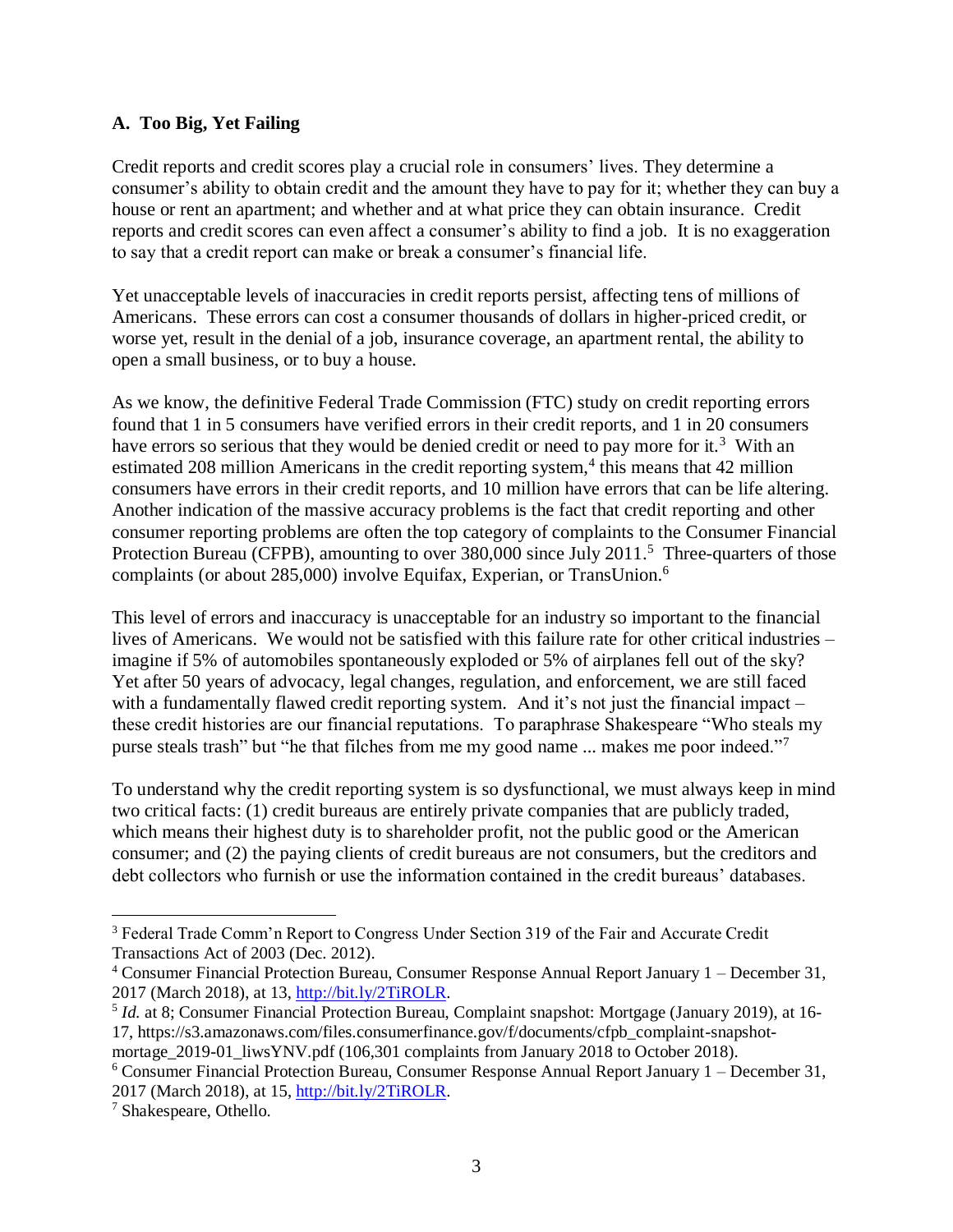### A. Too Big, Yet Failing

Credit reports and credit scores play a crucial role in consumers' lives. They determine a consumer's ability to obtain credit and the amount they have to pay for it; whether they can buy a house or rent an apartment; and whether and at what price they can obtain insurance. Credit reports and credit scores can even affect a consumer's ability to find a job. It is no exaggeration to say that a credit report can make or break a consumer's financial life.

Yet unacceptable levels of inaccuracies in credit reports persist, affecting tens of millions of Americans. These errors can cost a consumer thousands of dollars in higher-priced credit, or worse yet, result in the denial of a job, insurance coverage, an apartment rental, the ability to open a small business, or to buy a house.

As we know, the definitive Federal Trade Commission (FTC) study on credit reporting errors found that 1 in 5 consumers have verified errors in their credit reports, and 1 in 20 consumers have errors so serious that they would be denied credit or need to pay more for it.[3] With an estimated 208 million Americans in the credit reporting system,[4] this means that 42 million consumers have errors in their credit reports, and 10 million have errors that can be life altering. Another indication of the massive accuracy problems is the fact that credit reporting and other consumer reporting problems are often the top category of complaints to the Consumer Financial Protection Bureau (CFPB), amounting to over 380,000 since July 2011.[5] Three-quarters of those complaints (or about 285,000) involve Equifax, Experian, or TransUnion.[6]

This level of errors and inaccuracy is unacceptable for an industry so important to the financial lives of Americans. We would not be satisfied with this failure rate for other critical industries – imagine if 5% of automobiles spontaneously exploded or 5% of airplanes fell out of the sky? Yet after 50 years of advocacy, legal changes, regulation, and enforcement, we are still faced with a fundamentally flawed credit reporting system. And it's not just the financial impact – these credit histories are our financial reputations. To paraphrase Shakespeare "Who steals my purse steals trash" but "he that filches from me my good name ... makes me poor indeed."[7]

To understand why the credit reporting system is so dysfunctional, we must always keep in mind two critical facts: (1) credit bureaus are entirely private companies that are publicly traded, which means their highest duty is to shareholder profit, not the public good or the American consumer; and (2) the paying clients of credit bureaus are not consumers, but the creditors and debt collectors who furnish or use the information contained in the credit bureaus' databases.

---

[3] Federal Trade Comm'n Report to Congress Under Section 319 of the Fair and Accurate Credit Transactions Act of 2003 (Dec. 2012).

[4] Consumer Financial Protection Bureau, Consumer Response Annual Report January 1 – December 31, 2017 (March 2018), at 13, http://bit.ly/2TiROLR.

[5] *Id.* at 8; Consumer Financial Protection Bureau, Complaint snapshot: Mortgage (January 2019), at 16-17, https://s3.amazonaws.com/files.consumerfinance.gov/f/documents/cfpb_complaint-snapshot-mortage_2019-01_liwsYNV.pdf (106,301 complaints from January 2018 to October 2018).

[6] Consumer Financial Protection Bureau, Consumer Response Annual Report January 1 – December 31, 2017 (March 2018), at 15, http://bit.ly/2TiROLR.

[7] Shakespeare, Othello.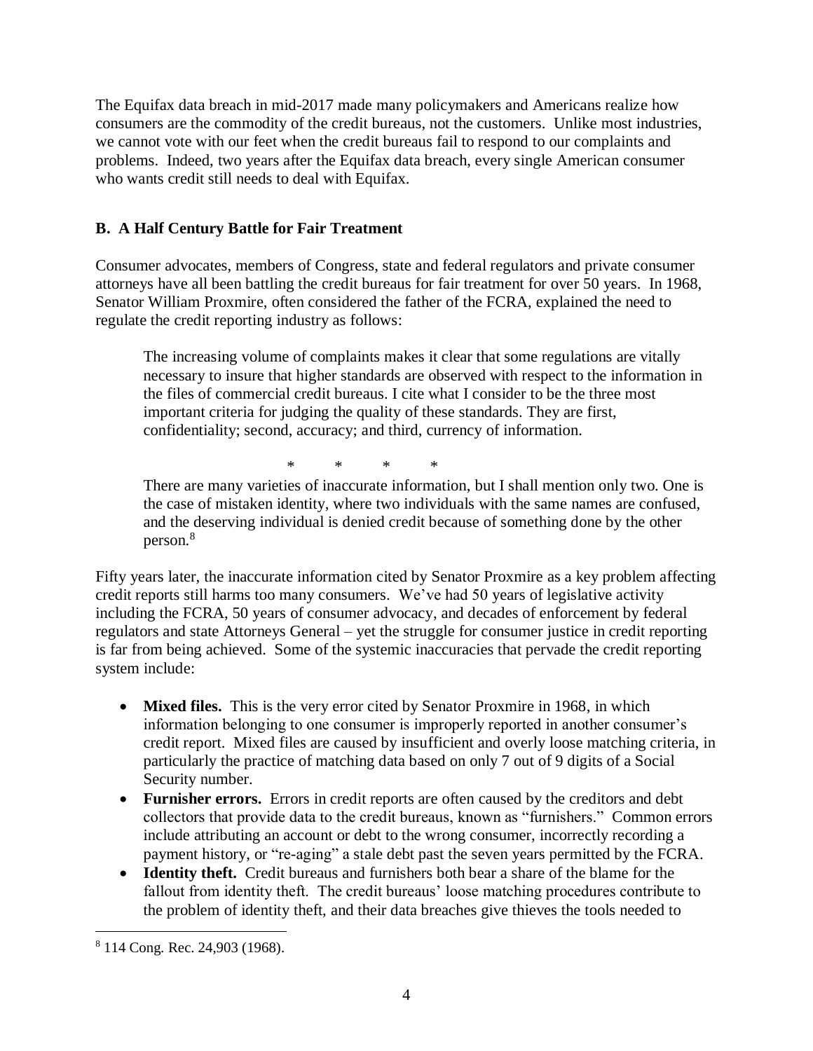The Equifax data breach in mid-2017 made many policymakers and Americans realize how consumers are the commodity of the credit bureaus, not the customers. Unlike most industries, we cannot vote with our feet when the credit bureaus fail to respond to our complaints and problems. Indeed, two years after the Equifax data breach, every single American consumer who wants credit still needs to deal with Equifax.

### B. A Half Century Battle for Fair Treatment

Consumer advocates, members of Congress, state and federal regulators and private consumer attorneys have all been battling the credit bureaus for fair treatment for over 50 years. In 1968, Senator William Proxmire, often considered the father of the FCRA, explained the need to regulate the credit reporting industry as follows:

> The increasing volume of complaints makes it clear that some regulations are vitally necessary to insure that higher standards are observed with respect to the information in the files of commercial credit bureaus. I cite what I consider to be the three most important criteria for judging the quality of these standards. They are first, confidentiality; second, accuracy; and third, currency of information.
>
> \* \* \* \*
>
> There are many varieties of inaccurate information, but I shall mention only two. One is the case of mistaken identity, where two individuals with the same names are confused, and the deserving individual is denied credit because of something done by the other person.[8]

Fifty years later, the inaccurate information cited by Senator Proxmire as a key problem affecting credit reports still harms too many consumers. We've had 50 years of legislative activity including the FCRA, 50 years of consumer advocacy, and decades of enforcement by federal regulators and state Attorneys General – yet the struggle for consumer justice in credit reporting is far from being achieved. Some of the systemic inaccuracies that pervade the credit reporting system include:

- **Mixed files.** This is the very error cited by Senator Proxmire in 1968, in which information belonging to one consumer is improperly reported in another consumer's credit report. Mixed files are caused by insufficient and overly loose matching criteria, in particularly the practice of matching data based on only 7 out of 9 digits of a Social Security number.
- **Furnisher errors.** Errors in credit reports are often caused by the creditors and debt collectors that provide data to the credit bureaus, known as "furnishers." Common errors include attributing an account or debt to the wrong consumer, incorrectly recording a payment history, or "re-aging" a stale debt past the seven years permitted by the FCRA.
- **Identity theft.** Credit bureaus and furnishers both bear a share of the blame for the fallout from identity theft. The credit bureaus' loose matching procedures contribute to the problem of identity theft, and their data breaches give thieves the tools needed to

[8] 114 Cong. Rec. 24,903 (1968).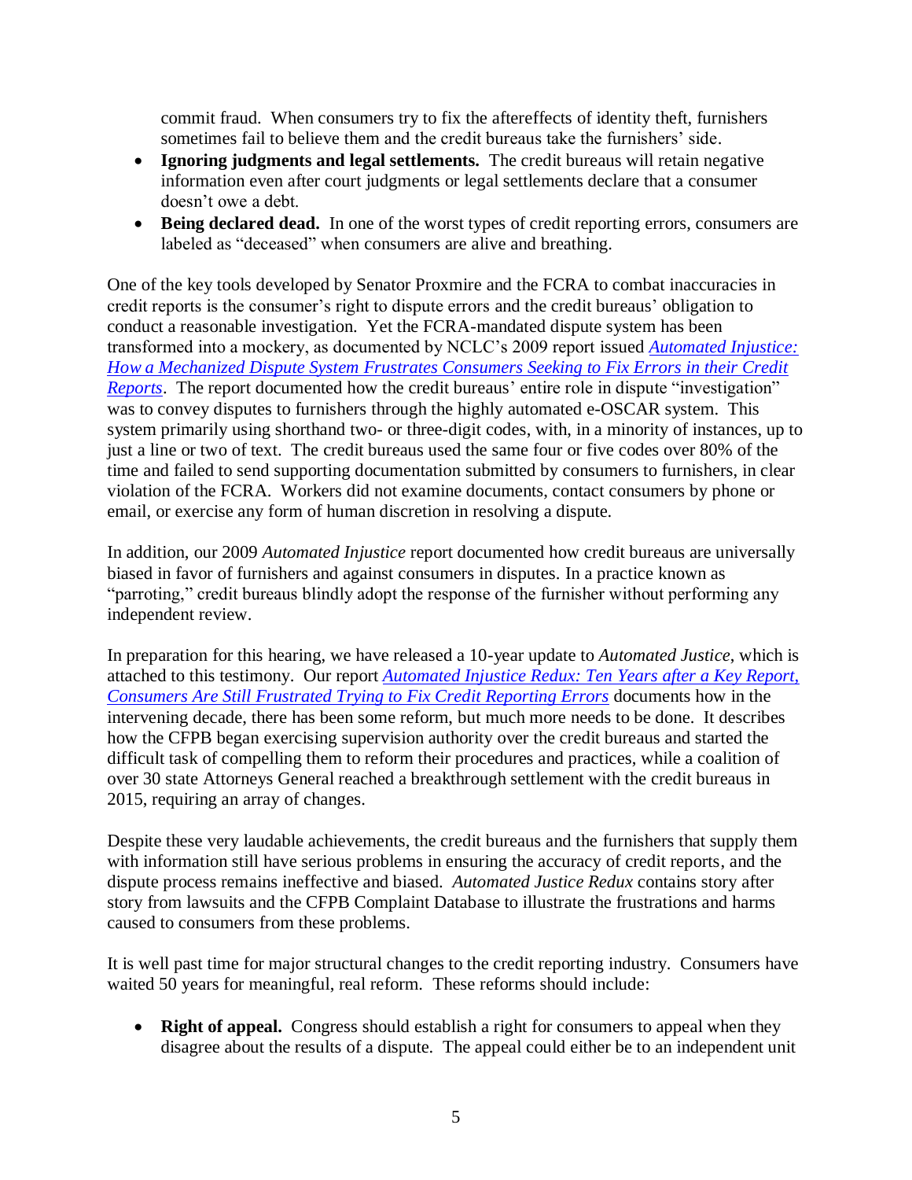commit fraud. When consumers try to fix the aftereffects of identity theft, furnishers sometimes fail to believe them and the credit bureaus take the furnishers' side.

- **Ignoring judgments and legal settlements.** The credit bureaus will retain negative information even after court judgments or legal settlements declare that a consumer doesn't owe a debt.
- **Being declared dead.** In one of the worst types of credit reporting errors, consumers are labeled as "deceased" when consumers are alive and breathing.

One of the key tools developed by Senator Proxmire and the FCRA to combat inaccuracies in credit reports is the consumer's right to dispute errors and the credit bureaus' obligation to conduct a reasonable investigation. Yet the FCRA-mandated dispute system has been transformed into a mockery, as documented by NCLC's 2009 report issued *Automated Injustice: How a Mechanized Dispute System Frustrates Consumers Seeking to Fix Errors in their Credit Reports*. The report documented how the credit bureaus' entire role in dispute "investigation" was to convey disputes to furnishers through the highly automated e-OSCAR system. This system primarily using shorthand two- or three-digit codes, with, in a minority of instances, up to just a line or two of text. The credit bureaus used the same four or five codes over 80% of the time and failed to send supporting documentation submitted by consumers to furnishers, in clear violation of the FCRA. Workers did not examine documents, contact consumers by phone or email, or exercise any form of human discretion in resolving a dispute.

In addition, our 2009 *Automated Injustice* report documented how credit bureaus are universally biased in favor of furnishers and against consumers in disputes. In a practice known as "parroting," credit bureaus blindly adopt the response of the furnisher without performing any independent review.

In preparation for this hearing, we have released a 10-year update to *Automated Justice*, which is attached to this testimony. Our report *Automated Injustice Redux: Ten Years after a Key Report, Consumers Are Still Frustrated Trying to Fix Credit Reporting Errors* documents how in the intervening decade, there has been some reform, but much more needs to be done. It describes how the CFPB began exercising supervision authority over the credit bureaus and started the difficult task of compelling them to reform their procedures and practices, while a coalition of over 30 state Attorneys General reached a breakthrough settlement with the credit bureaus in 2015, requiring an array of changes.

Despite these very laudable achievements, the credit bureaus and the furnishers that supply them with information still have serious problems in ensuring the accuracy of credit reports, and the dispute process remains ineffective and biased. *Automated Justice Redux* contains story after story from lawsuits and the CFPB Complaint Database to illustrate the frustrations and harms caused to consumers from these problems.

It is well past time for major structural changes to the credit reporting industry. Consumers have waited 50 years for meaningful, real reform. These reforms should include:

- **Right of appeal.** Congress should establish a right for consumers to appeal when they disagree about the results of a dispute. The appeal could either be to an independent unit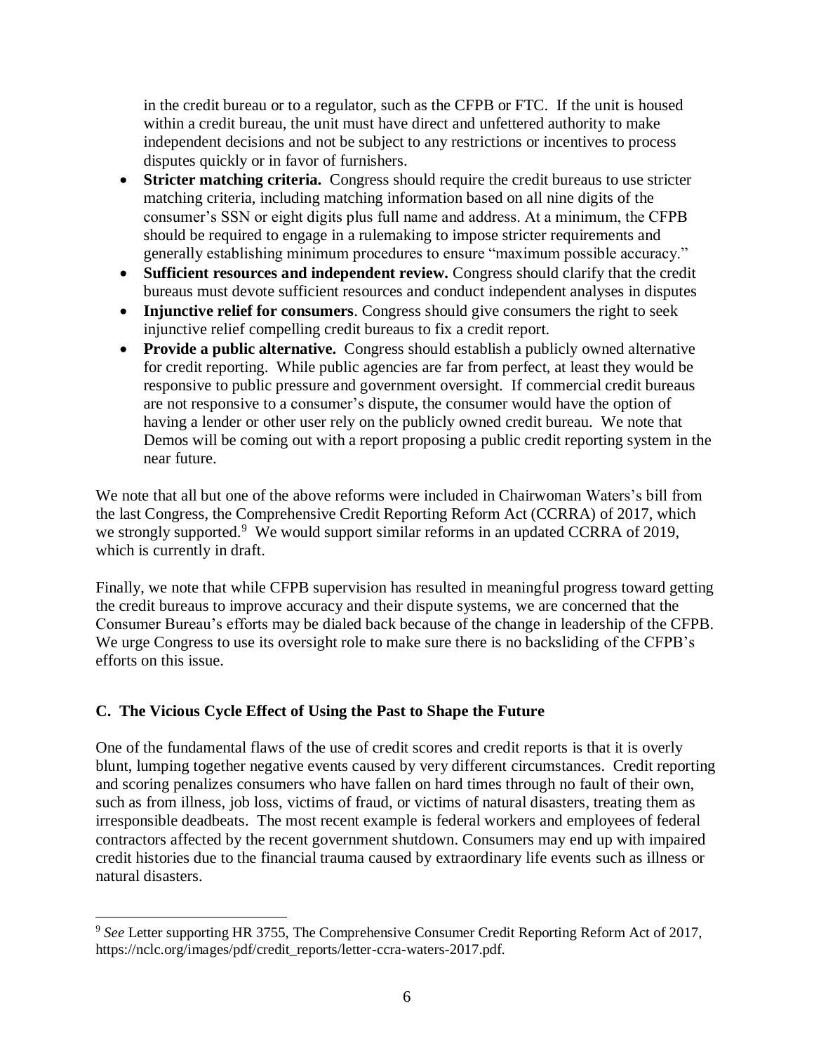in the credit bureau or to a regulator, such as the CFPB or FTC. If the unit is housed within a credit bureau, the unit must have direct and unfettered authority to make independent decisions and not be subject to any restrictions or incentives to process disputes quickly or in favor of furnishers.

- **Stricter matching criteria.** Congress should require the credit bureaus to use stricter matching criteria, including matching information based on all nine digits of the consumer's SSN or eight digits plus full name and address. At a minimum, the CFPB should be required to engage in a rulemaking to impose stricter requirements and generally establishing minimum procedures to ensure "maximum possible accuracy."
- **Sufficient resources and independent review.** Congress should clarify that the credit bureaus must devote sufficient resources and conduct independent analyses in disputes
- **Injunctive relief for consumers**. Congress should give consumers the right to seek injunctive relief compelling credit bureaus to fix a credit report.
- **Provide a public alternative.** Congress should establish a publicly owned alternative for credit reporting. While public agencies are far from perfect, at least they would be responsive to public pressure and government oversight. If commercial credit bureaus are not responsive to a consumer's dispute, the consumer would have the option of having a lender or other user rely on the publicly owned credit bureau. We note that Demos will be coming out with a report proposing a public credit reporting system in the near future.

We note that all but one of the above reforms were included in Chairwoman Waters's bill from the last Congress, the Comprehensive Credit Reporting Reform Act (CCRRA) of 2017, which we strongly supported.[9] We would support similar reforms in an updated CCRRA of 2019, which is currently in draft.

Finally, we note that while CFPB supervision has resulted in meaningful progress toward getting the credit bureaus to improve accuracy and their dispute systems, we are concerned that the Consumer Bureau's efforts may be dialed back because of the change in leadership of the CFPB. We urge Congress to use its oversight role to make sure there is no backsliding of the CFPB's efforts on this issue.

### C. The Vicious Cycle Effect of Using the Past to Shape the Future

One of the fundamental flaws of the use of credit scores and credit reports is that it is overly blunt, lumping together negative events caused by very different circumstances. Credit reporting and scoring penalizes consumers who have fallen on hard times through no fault of their own, such as from illness, job loss, victims of fraud, or victims of natural disasters, treating them as irresponsible deadbeats. The most recent example is federal workers and employees of federal contractors affected by the recent government shutdown. Consumers may end up with impaired credit histories due to the financial trauma caused by extraordinary life events such as illness or natural disasters.

[9] *See* Letter supporting HR 3755, The Comprehensive Consumer Credit Reporting Reform Act of 2017, https://nclc.org/images/pdf/credit_reports/letter-ccra-waters-2017.pdf.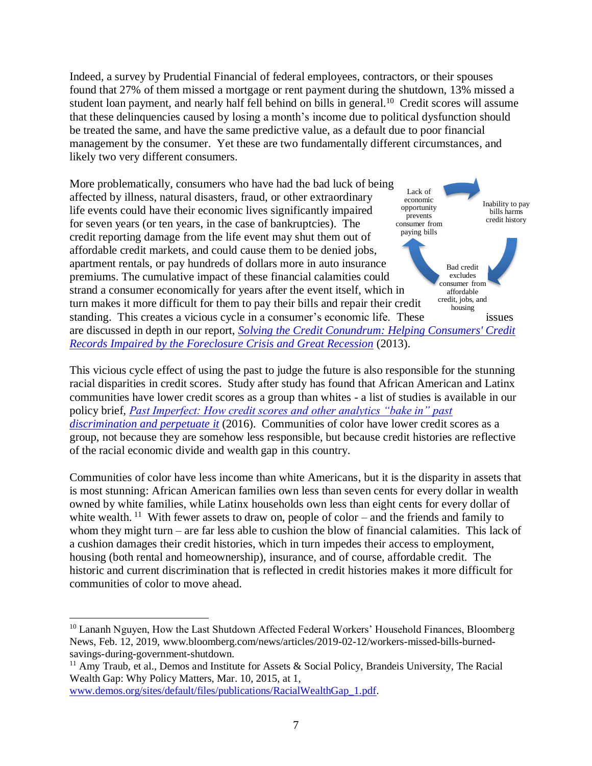Indeed, a survey by Prudential Financial of federal employees, contractors, or their spouses found that 27% of them missed a mortgage or rent payment during the shutdown, 13% missed a student loan payment, and nearly half fell behind on bills in general.[10] Credit scores will assume that these delinquencies caused by losing a month's income due to political dysfunction should be treated the same, and have the same predictive value, as a default due to poor financial management by the consumer. Yet these are two fundamentally different circumstances, and likely two very different consumers.

More problematically, consumers who have had the bad luck of being affected by illness, natural disasters, fraud, or other extraordinary life events could have their economic lives significantly impaired for seven years (or ten years, in the case of bankruptcies). The credit reporting damage from the life event may shut them out of affordable credit markets, and could cause them to be denied jobs, apartment rentals, or pay hundreds of dollars more in auto insurance premiums. The cumulative impact of these financial calamities could strand a consumer economically for years after the event itself, which in turn makes it more difficult for them to pay their bills and repair their credit standing. This creates a vicious cycle in a consumer's economic life. These issues are discussed in depth in our report, *Solving the Credit Conundrum: Helping Consumers' Credit Records Impaired by the Foreclosure Crisis and Great Recession* (2013).

Lack of economic opportunity prevents consumer from paying bills → Inability to pay bills harms credit history → Bad credit excludes consumer from affordable credit, jobs, and housing

This vicious cycle effect of using the past to judge the future is also responsible for the stunning racial disparities in credit scores. Study after study has found that African American and Latinx communities have lower credit scores as a group than whites - a list of studies is available in our policy brief, *Past Imperfect: How credit scores and other analytics "bake in" past discrimination and perpetuate it* (2016). Communities of color have lower credit scores as a group, not because they are somehow less responsible, but because credit histories are reflective of the racial economic divide and wealth gap in this country.

Communities of color have less income than white Americans, but it is the disparity in assets that is most stunning: African American families own less than seven cents for every dollar in wealth owned by white families, while Latinx households own less than eight cents for every dollar of white wealth.[11] With fewer assets to draw on, people of color – and the friends and family to whom they might turn – are far less able to cushion the blow of financial calamities. This lack of a cushion damages their credit histories, which in turn impedes their access to employment, housing (both rental and homeownership), insurance, and of course, affordable credit. The historic and current discrimination that is reflected in credit histories makes it more difficult for communities of color to move ahead.

---

[10] Lananh Nguyen, How the Last Shutdown Affected Federal Workers' Household Finances, Bloomberg News, Feb. 12, 2019, www.bloomberg.com/news/articles/2019-02-12/workers-missed-bills-burned-savings-during-government-shutdown.

[11] Amy Traub, et al., Demos and Institute for Assets & Social Policy, Brandeis University, The Racial Wealth Gap: Why Policy Matters, Mar. 10, 2015, at 1, www.demos.org/sites/default/files/publications/RacialWealthGap_1.pdf.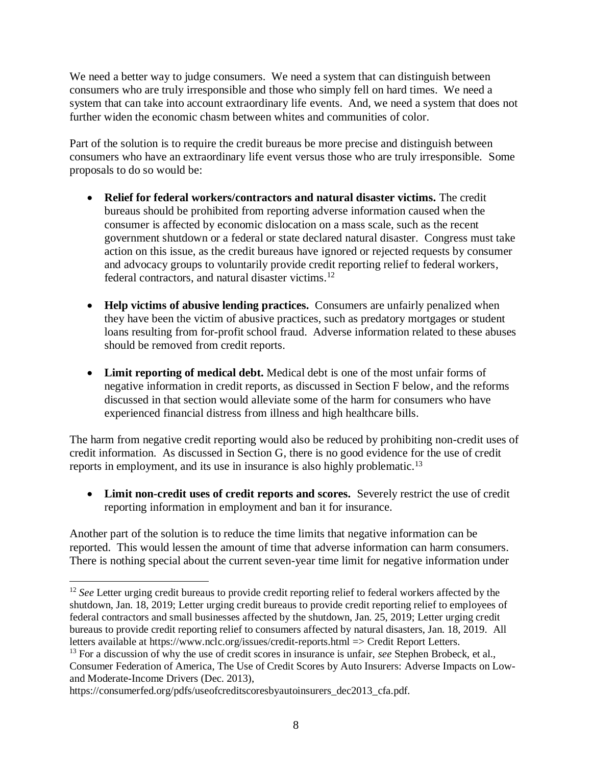We need a better way to judge consumers. We need a system that can distinguish between consumers who are truly irresponsible and those who simply fell on hard times. We need a system that can take into account extraordinary life events. And, we need a system that does not further widen the economic chasm between whites and communities of color.

Part of the solution is to require the credit bureaus be more precise and distinguish between consumers who have an extraordinary life event versus those who are truly irresponsible. Some proposals to do so would be:

- **Relief for federal workers/contractors and natural disaster victims.** The credit bureaus should be prohibited from reporting adverse information caused when the consumer is affected by economic dislocation on a mass scale, such as the recent government shutdown or a federal or state declared natural disaster. Congress must take action on this issue, as the credit bureaus have ignored or rejected requests by consumer and advocacy groups to voluntarily provide credit reporting relief to federal workers, federal contractors, and natural disaster victims.[12]

- **Help victims of abusive lending practices.** Consumers are unfairly penalized when they have been the victim of abusive practices, such as predatory mortgages or student loans resulting from for-profit school fraud. Adverse information related to these abuses should be removed from credit reports.

- **Limit reporting of medical debt.** Medical debt is one of the most unfair forms of negative information in credit reports, as discussed in Section F below, and the reforms discussed in that section would alleviate some of the harm for consumers who have experienced financial distress from illness and high healthcare bills.

The harm from negative credit reporting would also be reduced by prohibiting non-credit uses of credit information. As discussed in Section G, there is no good evidence for the use of credit reports in employment, and its use in insurance is also highly problematic.[13]

- **Limit non-credit uses of credit reports and scores.** Severely restrict the use of credit reporting information in employment and ban it for insurance.

Another part of the solution is to reduce the time limits that negative information can be reported. This would lessen the amount of time that adverse information can harm consumers. There is nothing special about the current seven-year time limit for negative information under

---

[12] *See* Letter urging credit bureaus to provide credit reporting relief to federal workers affected by the shutdown, Jan. 18, 2019; Letter urging credit bureaus to provide credit reporting relief to employees of federal contractors and small businesses affected by the shutdown, Jan. 25, 2019; Letter urging credit bureaus to provide credit reporting relief to consumers affected by natural disasters, Jan. 18, 2019. All letters available at https://www.nclc.org/issues/credit-reports.html => Credit Report Letters.

[13] For a discussion of why the use of credit scores in insurance is unfair, *see* Stephen Brobeck, et al., Consumer Federation of America, The Use of Credit Scores by Auto Insurers: Adverse Impacts on Low-and Moderate-Income Drivers (Dec. 2013), https://consumerfed.org/pdfs/useofcreditscoresbyautoinsurers_dec2013_cfa.pdf.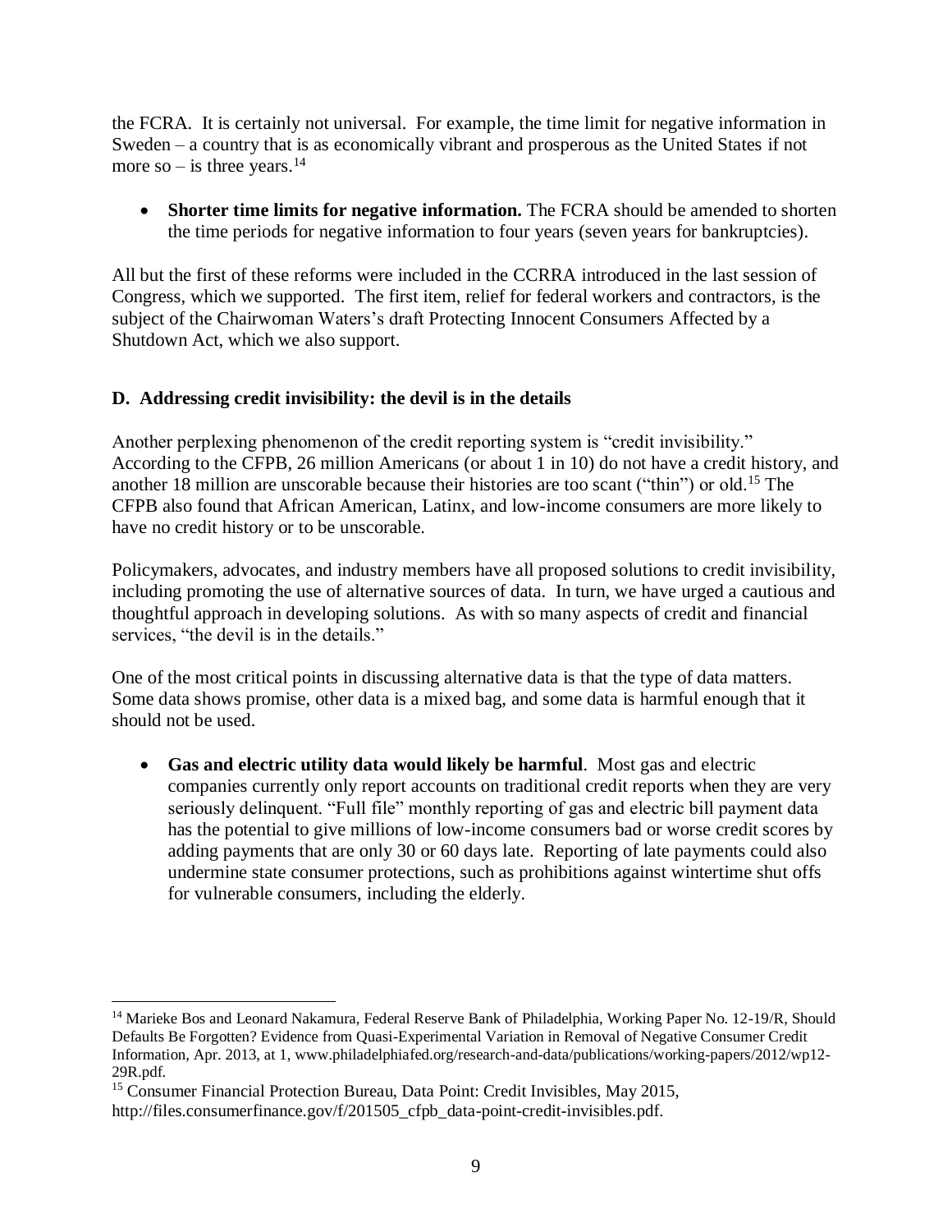the FCRA. It is certainly not universal. For example, the time limit for negative information in Sweden – a country that is as economically vibrant and prosperous as the United States if not more so – is three years.[14]

- **Shorter time limits for negative information.** The FCRA should be amended to shorten the time periods for negative information to four years (seven years for bankruptcies).

All but the first of these reforms were included in the CCRRA introduced in the last session of Congress, which we supported. The first item, relief for federal workers and contractors, is the subject of the Chairwoman Waters's draft Protecting Innocent Consumers Affected by a Shutdown Act, which we also support.

### D. Addressing credit invisibility: the devil is in the details

Another perplexing phenomenon of the credit reporting system is "credit invisibility." According to the CFPB, 26 million Americans (or about 1 in 10) do not have a credit history, and another 18 million are unscorable because their histories are too scant ("thin") or old.[15] The CFPB also found that African American, Latinx, and low-income consumers are more likely to have no credit history or to be unscorable.

Policymakers, advocates, and industry members have all proposed solutions to credit invisibility, including promoting the use of alternative sources of data. In turn, we have urged a cautious and thoughtful approach in developing solutions. As with so many aspects of credit and financial services, "the devil is in the details."

One of the most critical points in discussing alternative data is that the type of data matters. Some data shows promise, other data is a mixed bag, and some data is harmful enough that it should not be used.

- **Gas and electric utility data would likely be harmful**. Most gas and electric companies currently only report accounts on traditional credit reports when they are very seriously delinquent. "Full file" monthly reporting of gas and electric bill payment data has the potential to give millions of low-income consumers bad or worse credit scores by adding payments that are only 30 or 60 days late. Reporting of late payments could also undermine state consumer protections, such as prohibitions against wintertime shut offs for vulnerable consumers, including the elderly.

---

[14] Marieke Bos and Leonard Nakamura, Federal Reserve Bank of Philadelphia, Working Paper No. 12-19/R, Should Defaults Be Forgotten? Evidence from Quasi-Experimental Variation in Removal of Negative Consumer Credit Information, Apr. 2013, at 1, www.philadelphiafed.org/research-and-data/publications/working-papers/2012/wp12-29R.pdf.

[15] Consumer Financial Protection Bureau, Data Point: Credit Invisibles, May 2015, http://files.consumerfinance.gov/f/201505_cfpb_data-point-credit-invisibles.pdf.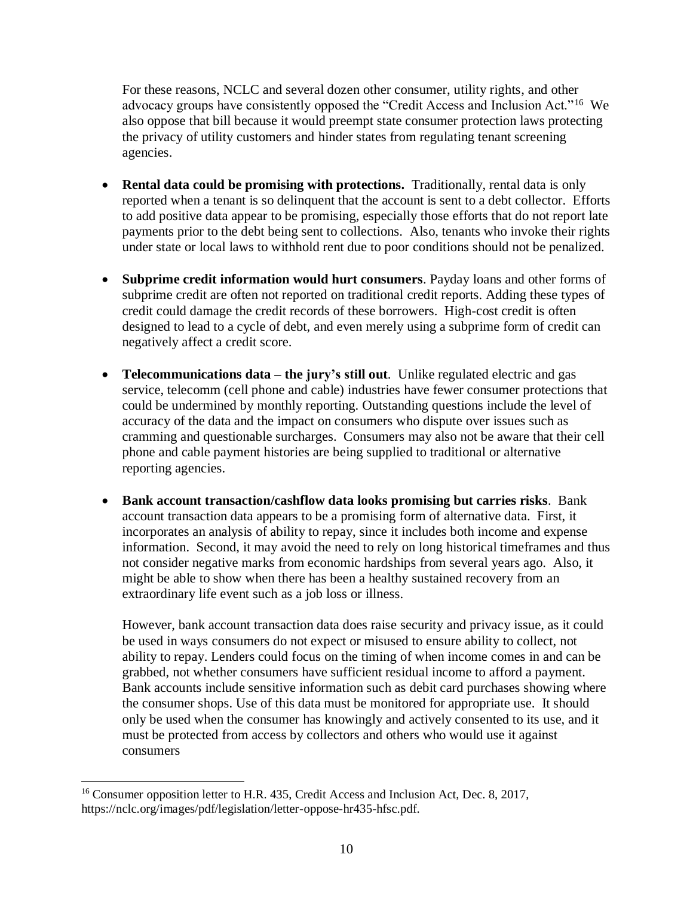For these reasons, NCLC and several dozen other consumer, utility rights, and other advocacy groups have consistently opposed the "Credit Access and Inclusion Act."[16] We also oppose that bill because it would preempt state consumer protection laws protecting the privacy of utility customers and hinder states from regulating tenant screening agencies.

- **Rental data could be promising with protections.** Traditionally, rental data is only reported when a tenant is so delinquent that the account is sent to a debt collector. Efforts to add positive data appear to be promising, especially those efforts that do not report late payments prior to the debt being sent to collections. Also, tenants who invoke their rights under state or local laws to withhold rent due to poor conditions should not be penalized.

- **Subprime credit information would hurt consumers**. Payday loans and other forms of subprime credit are often not reported on traditional credit reports. Adding these types of credit could damage the credit records of these borrowers. High-cost credit is often designed to lead to a cycle of debt, and even merely using a subprime form of credit can negatively affect a credit score.

- **Telecommunications data – the jury's still out**. Unlike regulated electric and gas service, telecomm (cell phone and cable) industries have fewer consumer protections that could be undermined by monthly reporting. Outstanding questions include the level of accuracy of the data and the impact on consumers who dispute over issues such as cramming and questionable surcharges. Consumers may also not be aware that their cell phone and cable payment histories are being supplied to traditional or alternative reporting agencies.

- **Bank account transaction/cashflow data looks promising but carries risks**. Bank account transaction data appears to be a promising form of alternative data. First, it incorporates an analysis of ability to repay, since it includes both income and expense information. Second, it may avoid the need to rely on long historical timeframes and thus not consider negative marks from economic hardships from several years ago. Also, it might be able to show when there has been a healthy sustained recovery from an extraordinary life event such as a job loss or illness.

  However, bank account transaction data does raise security and privacy issue, as it could be used in ways consumers do not expect or misused to ensure ability to collect, not ability to repay. Lenders could focus on the timing of when income comes in and can be grabbed, not whether consumers have sufficient residual income to afford a payment. Bank accounts include sensitive information such as debit card purchases showing where the consumer shops. Use of this data must be monitored for appropriate use. It should only be used when the consumer has knowingly and actively consented to its use, and it must be protected from access by collectors and others who would use it against consumers

[16] Consumer opposition letter to H.R. 435, Credit Access and Inclusion Act, Dec. 8, 2017, https://nclc.org/images/pdf/legislation/letter-oppose-hr435-hfsc.pdf.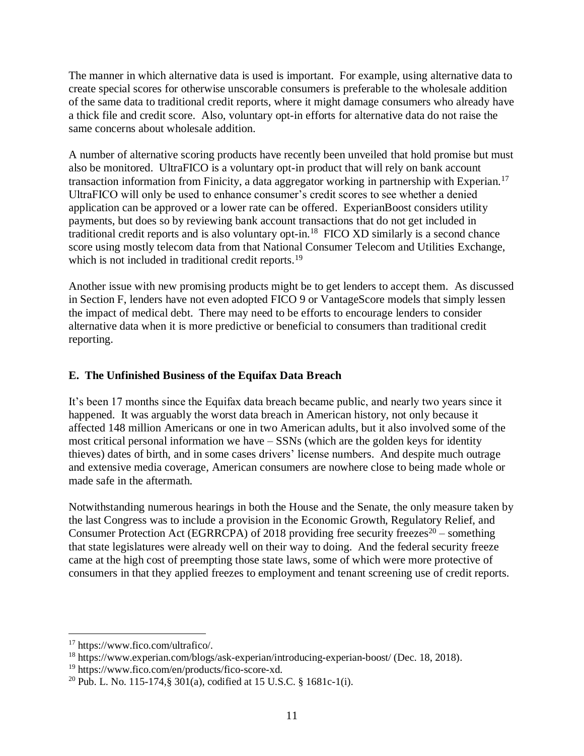The manner in which alternative data is used is important. For example, using alternative data to create special scores for otherwise unscorable consumers is preferable to the wholesale addition of the same data to traditional credit reports, where it might damage consumers who already have a thick file and credit score. Also, voluntary opt-in efforts for alternative data do not raise the same concerns about wholesale addition.

A number of alternative scoring products have recently been unveiled that hold promise but must also be monitored. UltraFICO is a voluntary opt-in product that will rely on bank account transaction information from Finicity, a data aggregator working in partnership with Experian.[17] UltraFICO will only be used to enhance consumer's credit scores to see whether a denied application can be approved or a lower rate can be offered. ExperianBoost considers utility payments, but does so by reviewing bank account transactions that do not get included in traditional credit reports and is also voluntary opt-in.[18] FICO XD similarly is a second chance score using mostly telecom data from that National Consumer Telecom and Utilities Exchange, which is not included in traditional credit reports.[19]

Another issue with new promising products might be to get lenders to accept them. As discussed in Section F, lenders have not even adopted FICO 9 or VantageScore models that simply lessen the impact of medical debt. There may need to be efforts to encourage lenders to consider alternative data when it is more predictive or beneficial to consumers than traditional credit reporting.

## E. The Unfinished Business of the Equifax Data Breach

It's been 17 months since the Equifax data breach became public, and nearly two years since it happened. It was arguably the worst data breach in American history, not only because it affected 148 million Americans or one in two American adults, but it also involved some of the most critical personal information we have – SSNs (which are the golden keys for identity thieves) dates of birth, and in some cases drivers' license numbers. And despite much outrage and extensive media coverage, American consumers are nowhere close to being made whole or made safe in the aftermath.

Notwithstanding numerous hearings in both the House and the Senate, the only measure taken by the last Congress was to include a provision in the Economic Growth, Regulatory Relief, and Consumer Protection Act (EGRRCPA) of 2018 providing free security freezes[20] – something that state legislatures were already well on their way to doing. And the federal security freeze came at the high cost of preempting those state laws, some of which were more protective of consumers in that they applied freezes to employment and tenant screening use of credit reports.

---

[17] https://www.fico.com/ultrafico/.

[18] https://www.experian.com/blogs/ask-experian/introducing-experian-boost/ (Dec. 18, 2018).

[19] https://www.fico.com/en/products/fico-score-xd.

[20] Pub. L. No. 115-174,§ 301(a), codified at 15 U.S.C. § 1681c-1(i).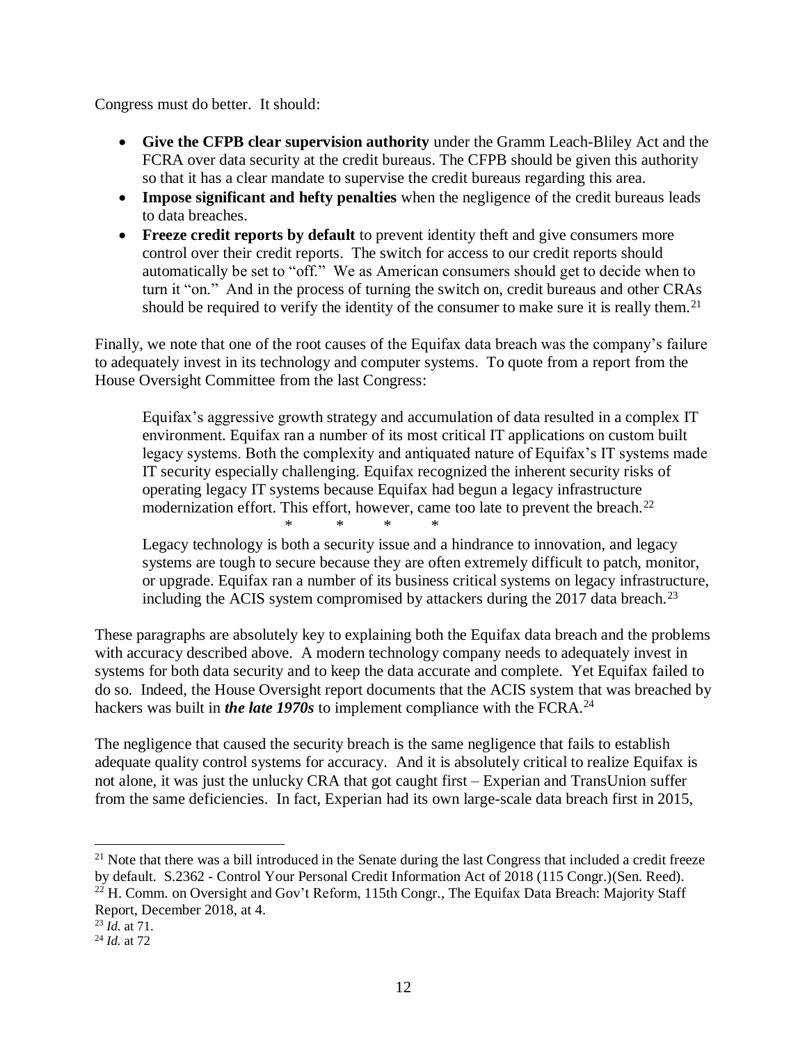Congress must do better. It should:

- **Give the CFPB clear supervision authority** under the Gramm Leach-Bliley Act and the FCRA over data security at the credit bureaus. The CFPB should be given this authority so that it has a clear mandate to supervise the credit bureaus regarding this area.
- **Impose significant and hefty penalties** when the negligence of the credit bureaus leads to data breaches.
- **Freeze credit reports by default** to prevent identity theft and give consumers more control over their credit reports. The switch for access to our credit reports should automatically be set to "off." We as American consumers should get to decide when to turn it "on." And in the process of turning the switch on, credit bureaus and other CRAs should be required to verify the identity of the consumer to make sure it is really them.[21]

Finally, we note that one of the root causes of the Equifax data breach was the company's failure to adequately invest in its technology and computer systems. To quote from a report from the House Oversight Committee from the last Congress:

> Equifax's aggressive growth strategy and accumulation of data resulted in a complex IT environment. Equifax ran a number of its most critical IT applications on custom built legacy systems. Both the complexity and antiquated nature of Equifax's IT systems made IT security especially challenging. Equifax recognized the inherent security risks of operating legacy IT systems because Equifax had begun a legacy infrastructure modernization effort. This effort, however, came too late to prevent the breach.[22]
>
> \* \* \* \*
>
> Legacy technology is both a security issue and a hindrance to innovation, and legacy systems are tough to secure because they are often extremely difficult to patch, monitor, or upgrade. Equifax ran a number of its business critical systems on legacy infrastructure, including the ACIS system compromised by attackers during the 2017 data breach.[23]

These paragraphs are absolutely key to explaining both the Equifax data breach and the problems with accuracy described above. A modern technology company needs to adequately invest in systems for both data security and to keep the data accurate and complete. Yet Equifax failed to do so. Indeed, the House Oversight report documents that the ACIS system that was breached by hackers was built in ***the late 1970s*** to implement compliance with the FCRA.[24]

The negligence that caused the security breach is the same negligence that fails to establish adequate quality control systems for accuracy. And it is absolutely critical to realize Equifax is not alone, it was just the unlucky CRA that got caught first – Experian and TransUnion suffer from the same deficiencies. In fact, Experian had its own large-scale data breach first in 2015,

---

[21] Note that there was a bill introduced in the Senate during the last Congress that included a credit freeze by default. S.2362 - Control Your Personal Credit Information Act of 2018 (115 Congr.)(Sen. Reed).

[22] H. Comm. on Oversight and Gov't Reform, 115th Congr., The Equifax Data Breach: Majority Staff Report, December 2018, at 4.

[23] *Id.* at 71.

[24] *Id.* at 72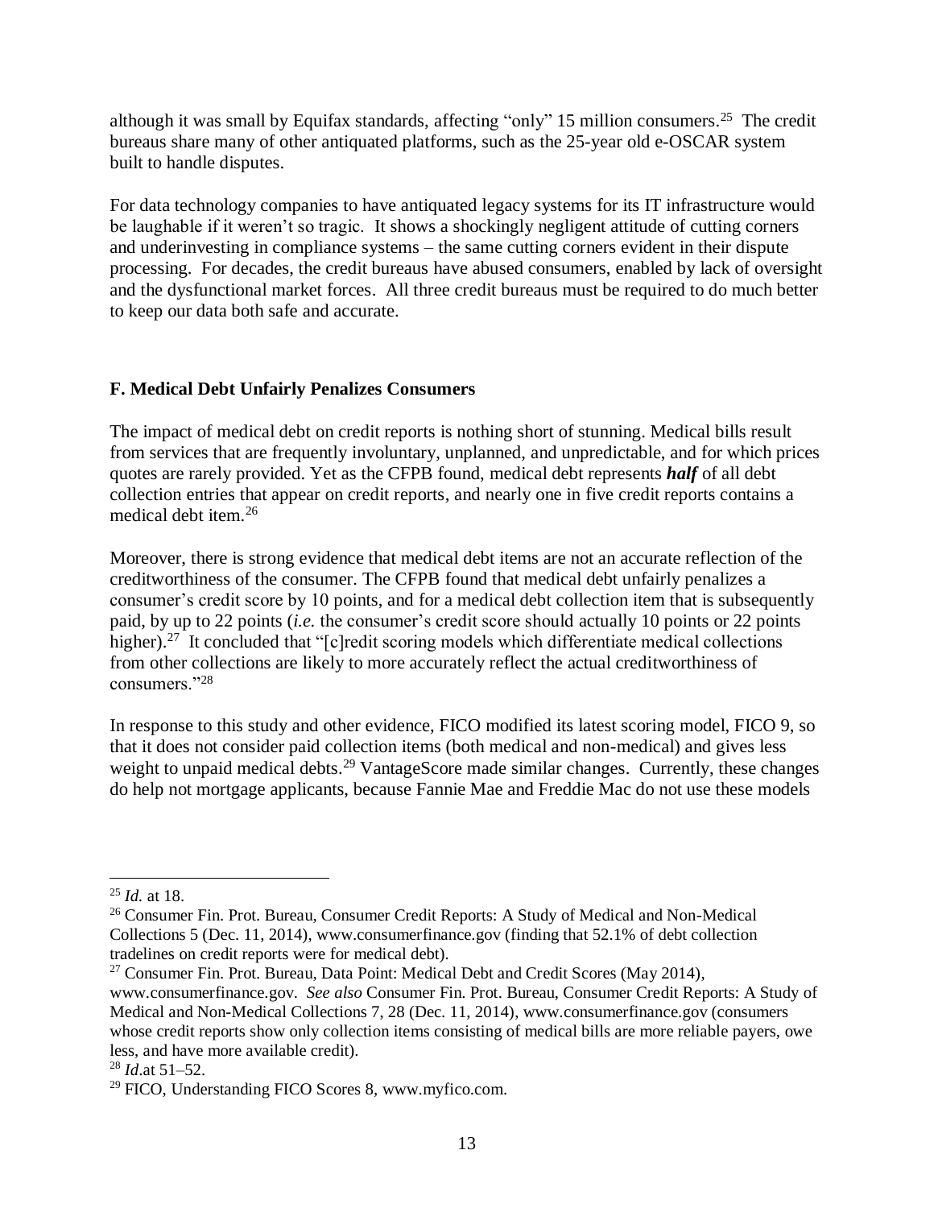although it was small by Equifax standards, affecting "only" 15 million consumers.[25] The credit bureaus share many of other antiquated platforms, such as the 25-year old e-OSCAR system built to handle disputes.

For data technology companies to have antiquated legacy systems for its IT infrastructure would be laughable if it weren't so tragic. It shows a shockingly negligent attitude of cutting corners and underinvesting in compliance systems – the same cutting corners evident in their dispute processing. For decades, the credit bureaus have abused consumers, enabled by lack of oversight and the dysfunctional market forces. All three credit bureaus must be required to do much better to keep our data both safe and accurate.

### F. Medical Debt Unfairly Penalizes Consumers

The impact of medical debt on credit reports is nothing short of stunning. Medical bills result from services that are frequently involuntary, unplanned, and unpredictable, and for which prices quotes are rarely provided. Yet as the CFPB found, medical debt represents ***half*** of all debt collection entries that appear on credit reports, and nearly one in five credit reports contains a medical debt item.[26]

Moreover, there is strong evidence that medical debt items are not an accurate reflection of the creditworthiness of the consumer. The CFPB found that medical debt unfairly penalizes a consumer's credit score by 10 points, and for a medical debt collection item that is subsequently paid, by up to 22 points (*i.e.* the consumer's credit score should actually 10 points or 22 points higher).[27] It concluded that "[c]redit scoring models which differentiate medical collections from other collections are likely to more accurately reflect the actual creditworthiness of consumers."[28]

In response to this study and other evidence, FICO modified its latest scoring model, FICO 9, so that it does not consider paid collection items (both medical and non-medical) and gives less weight to unpaid medical debts.[29] VantageScore made similar changes. Currently, these changes do help not mortgage applicants, because Fannie Mae and Freddie Mac do not use these models

---

[25] *Id.* at 18.

[26] Consumer Fin. Prot. Bureau, Consumer Credit Reports: A Study of Medical and Non-Medical Collections 5 (Dec. 11, 2014), www.consumerfinance.gov (finding that 52.1% of debt collection tradelines on credit reports were for medical debt).

[27] Consumer Fin. Prot. Bureau, Data Point: Medical Debt and Credit Scores (May 2014), www.consumerfinance.gov. *See also* Consumer Fin. Prot. Bureau, Consumer Credit Reports: A Study of Medical and Non-Medical Collections 7, 28 (Dec. 11, 2014), www.consumerfinance.gov (consumers whose credit reports show only collection items consisting of medical bills are more reliable payers, owe less, and have more available credit).

[28] *Id.*at 51–52.

[29] FICO, Understanding FICO Scores 8, www.myfico.com.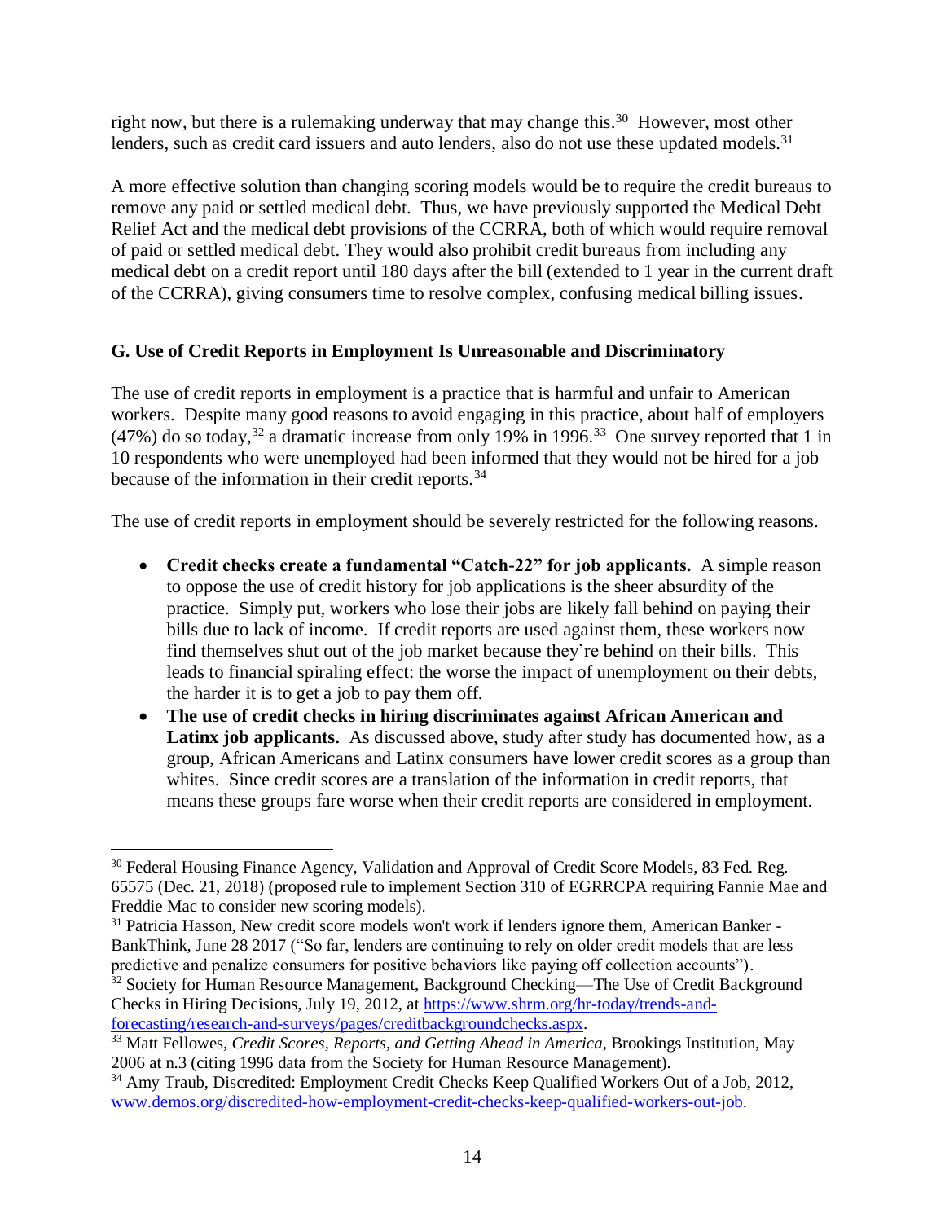right now, but there is a rulemaking underway that may change this.[30] However, most other lenders, such as credit card issuers and auto lenders, also do not use these updated models.[31]

A more effective solution than changing scoring models would be to require the credit bureaus to remove any paid or settled medical debt. Thus, we have previously supported the Medical Debt Relief Act and the medical debt provisions of the CCRRA, both of which would require removal of paid or settled medical debt. They would also prohibit credit bureaus from including any medical debt on a credit report until 180 days after the bill (extended to 1 year in the current draft of the CCRRA), giving consumers time to resolve complex, confusing medical billing issues.

### G. Use of Credit Reports in Employment Is Unreasonable and Discriminatory

The use of credit reports in employment is a practice that is harmful and unfair to American workers. Despite many good reasons to avoid engaging in this practice, about half of employers (47%) do so today,[32] a dramatic increase from only 19% in 1996.[33] One survey reported that 1 in 10 respondents who were unemployed had been informed that they would not be hired for a job because of the information in their credit reports.[34]

The use of credit reports in employment should be severely restricted for the following reasons.

- **Credit checks create a fundamental "Catch-22" for job applicants.** A simple reason to oppose the use of credit history for job applications is the sheer absurdity of the practice. Simply put, workers who lose their jobs are likely fall behind on paying their bills due to lack of income. If credit reports are used against them, these workers now find themselves shut out of the job market because they're behind on their bills. This leads to financial spiraling effect: the worse the impact of unemployment on their debts, the harder it is to get a job to pay them off.
- **The use of credit checks in hiring discriminates against African American and Latinx job applicants.** As discussed above, study after study has documented how, as a group, African Americans and Latinx consumers have lower credit scores as a group than whites. Since credit scores are a translation of the information in credit reports, that means these groups fare worse when their credit reports are considered in employment.

---

[30] Federal Housing Finance Agency, Validation and Approval of Credit Score Models, 83 Fed. Reg. 65575 (Dec. 21, 2018) (proposed rule to implement Section 310 of EGRRCPA requiring Fannie Mae and Freddie Mac to consider new scoring models).

[31] Patricia Hasson, New credit score models won't work if lenders ignore them, American Banker - BankThink, June 28 2017 ("So far, lenders are continuing to rely on older credit models that are less predictive and penalize consumers for positive behaviors like paying off collection accounts").

[32] Society for Human Resource Management, Background Checking—The Use of Credit Background Checks in Hiring Decisions, July 19, 2012, at https://www.shrm.org/hr-today/trends-and-forecasting/research-and-surveys/pages/creditbackgroundchecks.aspx.

[33] Matt Fellowes, *Credit Scores, Reports, and Getting Ahead in America*, Brookings Institution, May 2006 at n.3 (citing 1996 data from the Society for Human Resource Management).

[34] Amy Traub, Discredited: Employment Credit Checks Keep Qualified Workers Out of a Job, 2012, www.demos.org/discredited-how-employment-credit-checks-keep-qualified-workers-out-job.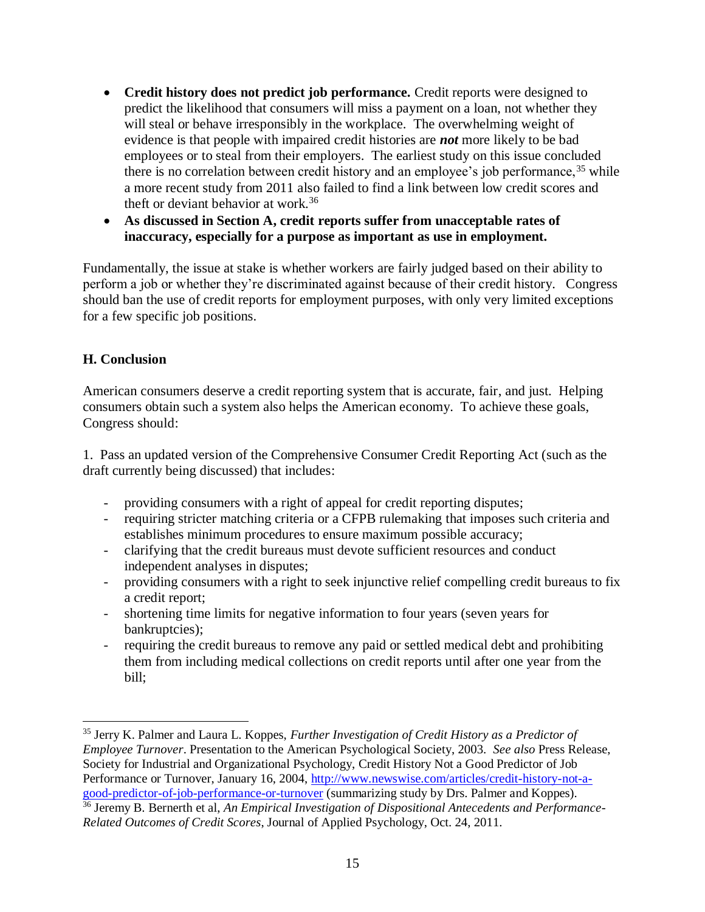- **Credit history does not predict job performance.** Credit reports were designed to predict the likelihood that consumers will miss a payment on a loan, not whether they will steal or behave irresponsibly in the workplace. The overwhelming weight of evidence is that people with impaired credit histories are ***not*** more likely to be bad employees or to steal from their employers. The earliest study on this issue concluded there is no correlation between credit history and an employee's job performance,[35] while a more recent study from 2011 also failed to find a link between low credit scores and theft or deviant behavior at work.[36]
- **As discussed in Section A, credit reports suffer from unacceptable rates of inaccuracy, especially for a purpose as important as use in employment.**

Fundamentally, the issue at stake is whether workers are fairly judged based on their ability to perform a job or whether they're discriminated against because of their credit history. Congress should ban the use of credit reports for employment purposes, with only very limited exceptions for a few specific job positions.

## H. Conclusion

American consumers deserve a credit reporting system that is accurate, fair, and just. Helping consumers obtain such a system also helps the American economy. To achieve these goals, Congress should:

1. Pass an updated version of the Comprehensive Consumer Credit Reporting Act (such as the draft currently being discussed) that includes:

   - providing consumers with a right of appeal for credit reporting disputes;
   - requiring stricter matching criteria or a CFPB rulemaking that imposes such criteria and establishes minimum procedures to ensure maximum possible accuracy;
   - clarifying that the credit bureaus must devote sufficient resources and conduct independent analyses in disputes;
   - providing consumers with a right to seek injunctive relief compelling credit bureaus to fix a credit report;
   - shortening time limits for negative information to four years (seven years for bankruptcies);
   - requiring the credit bureaus to remove any paid or settled medical debt and prohibiting them from including medical collections on credit reports until after one year from the bill;

---

[35] Jerry K. Palmer and Laura L. Koppes, *Further Investigation of Credit History as a Predictor of Employee Turnover*. Presentation to the American Psychological Society, 2003. *See also* Press Release, Society for Industrial and Organizational Psychology, Credit History Not a Good Predictor of Job Performance or Turnover, January 16, 2004, http://www.newswise.com/articles/credit-history-not-a-good-predictor-of-job-performance-or-turnover (summarizing study by Drs. Palmer and Koppes).

[36] Jeremy B. Bernerth et al, *An Empirical Investigation of Dispositional Antecedents and Performance-Related Outcomes of Credit Scores*, Journal of Applied Psychology, Oct. 24, 2011.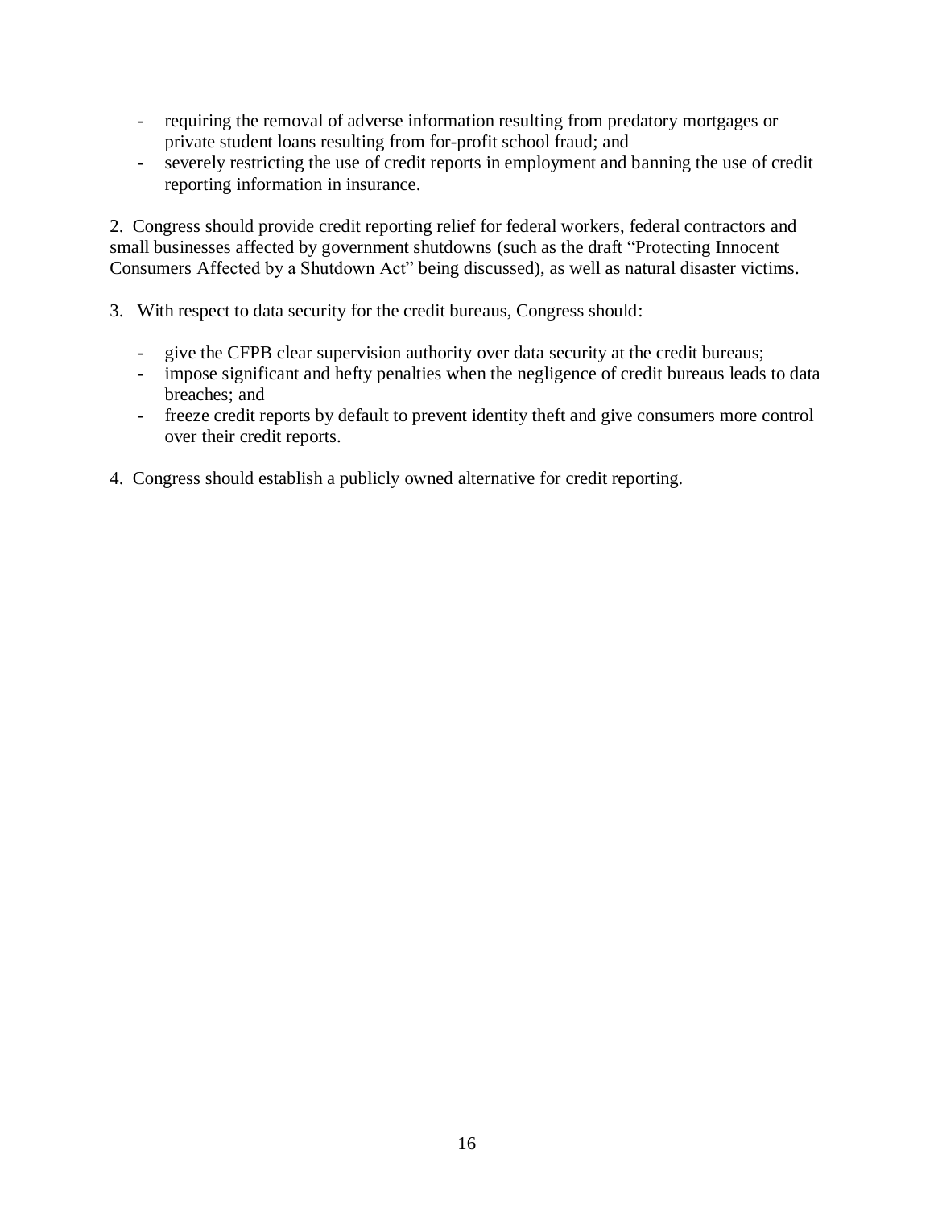- requiring the removal of adverse information resulting from predatory mortgages or private student loans resulting from for-profit school fraud; and
- severely restricting the use of credit reports in employment and banning the use of credit reporting information in insurance.

2. Congress should provide credit reporting relief for federal workers, federal contractors and small businesses affected by government shutdowns (such as the draft "Protecting Innocent Consumers Affected by a Shutdown Act" being discussed), as well as natural disaster victims.

3. With respect to data security for the credit bureaus, Congress should:

- give the CFPB clear supervision authority over data security at the credit bureaus;
- impose significant and hefty penalties when the negligence of credit bureaus leads to data breaches; and
- freeze credit reports by default to prevent identity theft and give consumers more control over their credit reports.

4. Congress should establish a publicly owned alternative for credit reporting.